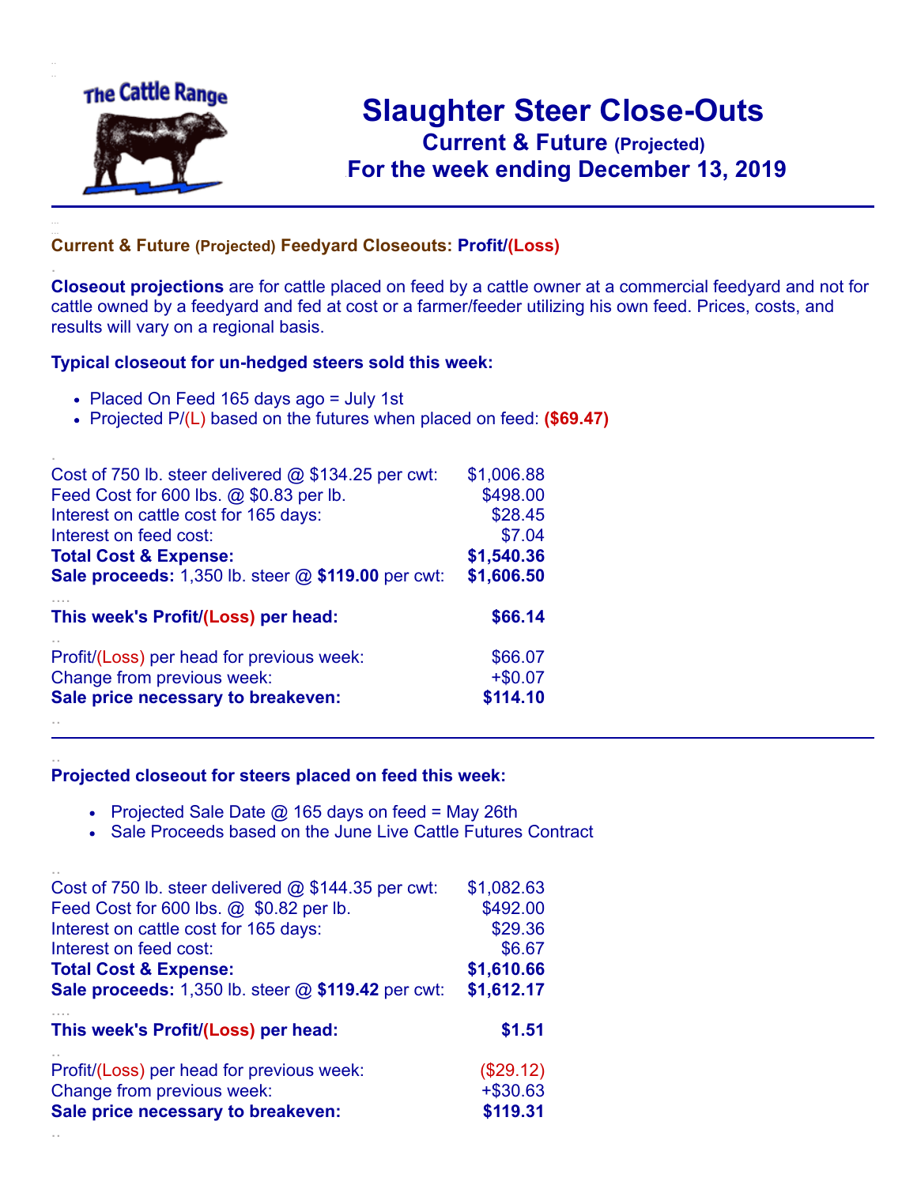The Cattle Range

# Slaughter Steer Close-Outs

## Current & Future (Projected)

## For the week ending December 13, 2019

### Current & Future (Projected) Feedyard Closeouts: Profit/(Loss)

**Closeout projections** are for cattle placed on feed by a cattle owner at a commercial feedyard and not for cattle owned by a feedyard and fed at cost or a farmer/feeder utilizing his own feed. Prices, costs, and results will vary on a regional basis.

### Typical closeout for un-hedged steers sold this week:

- Placed On Feed 165 days ago = July 1st
- Projected P/(L) based on the futures when placed on feed: **($69.47)**

| | |
|---|---|
| Cost of 750 lb. steer delivered @ $134.25 per cwt: | $1,006.88 |
| Feed Cost for 600 lbs. @ $0.83 per lb. | $498.00 |
| Interest on cattle cost for 165 days: | $28.45 |
| Interest on feed cost: | $7.04 |
| **Total Cost & Expense:** | **$1,540.36** |
| **Sale proceeds:** 1,350 lb. steer @ **$119.00** per cwt: | **$1,606.50** |
| **This week's Profit/(Loss) per head:** | **$66.14** |
| Profit/(Loss) per head for previous week: | $66.07 |
| Change from previous week: | +$0.07 |
| **Sale price necessary to breakeven:** | **$114.10** |

### Projected closeout for steers placed on feed this week:

- Projected Sale Date @ 165 days on feed = May 26th
- Sale Proceeds based on the June Live Cattle Futures Contract

| | |
|---|---|
| Cost of 750 lb. steer delivered @ $144.35 per cwt: | $1,082.63 |
| Feed Cost for 600 lbs. @ $0.82 per lb. | $492.00 |
| Interest on cattle cost for 165 days: | $29.36 |
| Interest on feed cost: | $6.67 |
| **Total Cost & Expense:** | **$1,610.66** |
| **Sale proceeds:** 1,350 lb. steer @ **$119.42** per cwt: | **$1,612.17** |
| **This week's Profit/(Loss) per head:** | **$1.51** |
| Profit/(Loss) per head for previous week: | ($29.12) |
| Change from previous week: | +$30.63 |
| **Sale price necessary to breakeven:** | **$119.31** |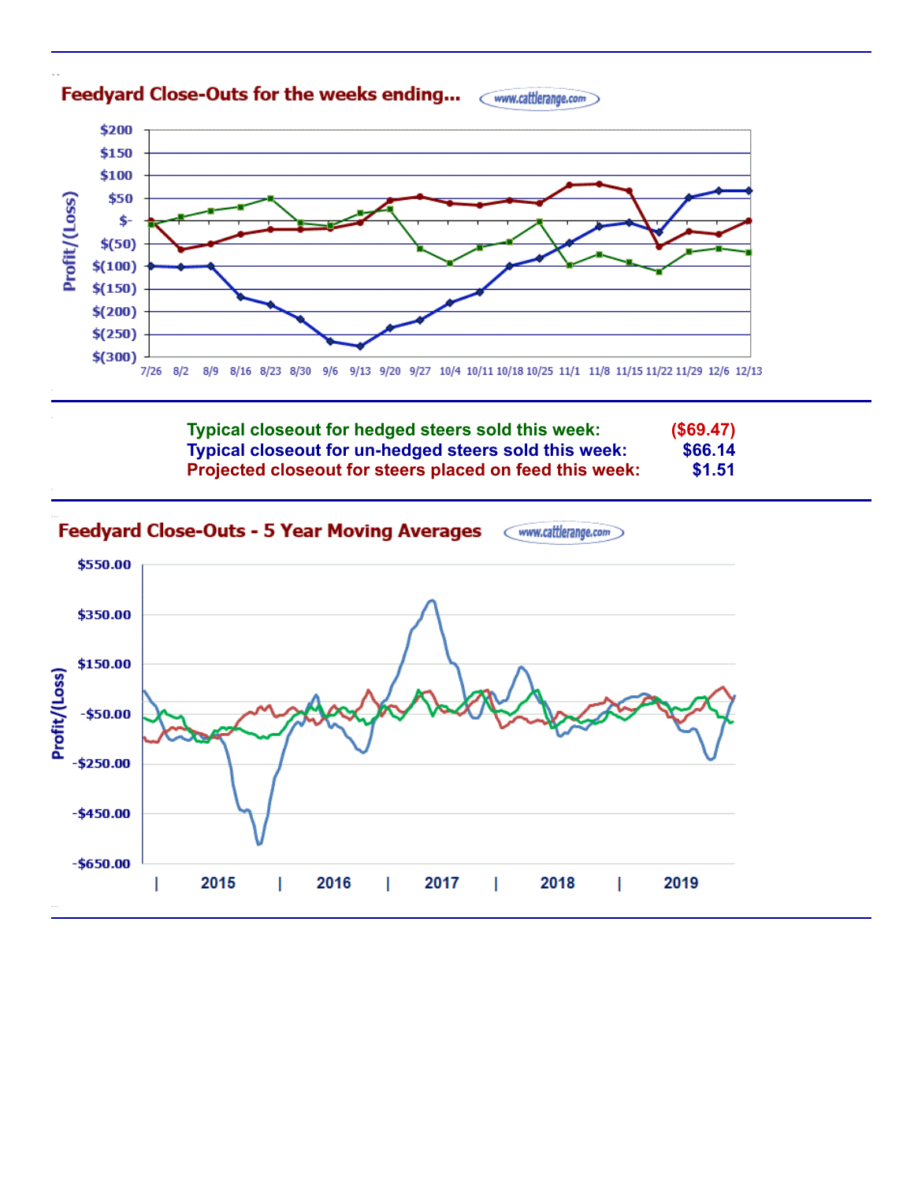## Feedyard Close-Outs for the weeks ending...

www.cattlerange.com

Profit/(Loss)

$200
$150
$100
$50
$-
$(50)
$(100)
$(150)
$(200)
$(250)
$(300)

7/26 8/2 8/9 8/16 8/23 8/30 9/6 9/13 9/20 9/27 10/4 10/11 10/18 10/25 11/1 11/8 11/15 11/22 11/29 12/6 12/13

| | |
|---|---|
| **Typical closeout for hedged steers sold this week:** | **($69.47)** |
| **Typical closeout for un-hedged steers sold this week:** | **$66.14** |
| **Projected closeout for steers placed on feed this week:** | **$1.51** |

## Feedyard Close-Outs - 5 Year Moving Averages

www.cattlerange.com

Profit/(Loss)

$550.00
$350.00
$150.00
-$50.00
-$250.00
-$450.00
-$650.00

| 2015 | 2016 | 2017 | 2018 | 2019